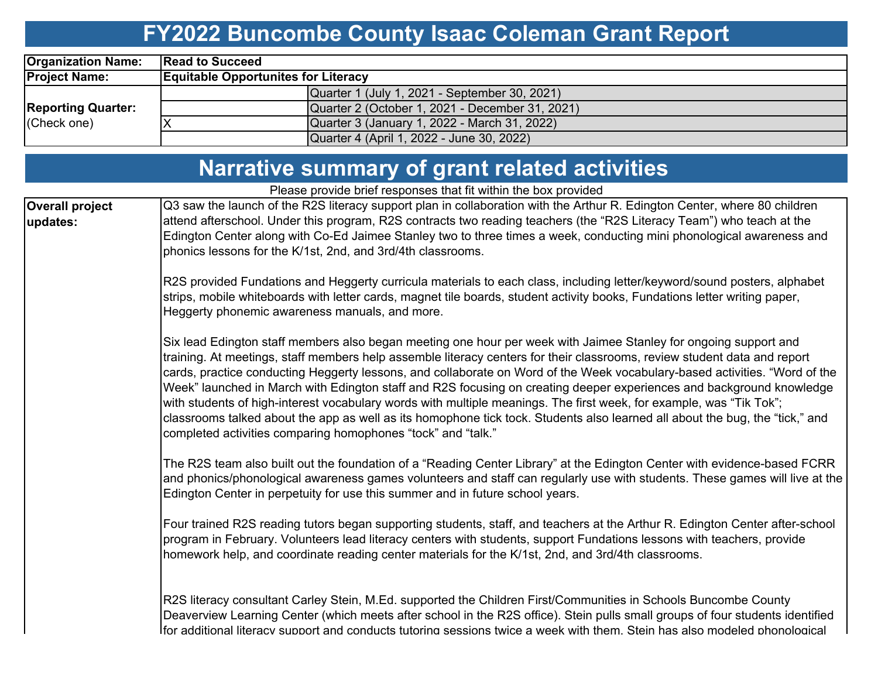# FY2022 Buncombe County Isaac Coleman Grant Report

| | | |
|---|---|---|
| **Organization Name:** | **Read to Succeed** | |
| **Project Name:** | **Equitable Opportunites for Literacy** | |
| **Reporting Quarter:** (Check one) | | Quarter 1 (July 1, 2021 - September 30, 2021) |
| | | Quarter 2 (October 1, 2021 - December 31, 2021) |
| | X | Quarter 3 (January 1, 2022 - March 31, 2022) |
| | | Quarter 4 (April 1, 2022 - June 30, 2022) |

# Narrative summary of grant related activities

Please provide brief responses that fit within the box provided

**Overall project updates:**

Q3 saw the launch of the R2S literacy support plan in collaboration with the Arthur R. Edington Center, where 80 children attend afterschool. Under this program, R2S contracts two reading teachers (the "R2S Literacy Team") who teach at the Edington Center along with Co-Ed Jaimee Stanley two to three times a week, conducting mini phonological awareness and phonics lessons for the K/1st, 2nd, and 3rd/4th classrooms.

R2S provided Fundations and Heggerty curricula materials to each class, including letter/keyword/sound posters, alphabet strips, mobile whiteboards with letter cards, magnet tile boards, student activity books, Fundations letter writing paper, Heggerty phonemic awareness manuals, and more.

Six lead Edington staff members also began meeting one hour per week with Jaimee Stanley for ongoing support and training. At meetings, staff members help assemble literacy centers for their classrooms, review student data and report cards, practice conducting Heggerty lessons, and collaborate on Word of the Week vocabulary-based activities. "Word of the Week" launched in March with Edington staff and R2S focusing on creating deeper experiences and background knowledge with students of high-interest vocabulary words with multiple meanings. The first week, for example, was "Tik Tok"; classrooms talked about the app as well as its homophone tick tock. Students also learned all about the bug, the "tick," and completed activities comparing homophones "tock" and "talk."

The R2S team also built out the foundation of a "Reading Center Library" at the Edington Center with evidence-based FCRR and phonics/phonological awareness games volunteers and staff can regularly use with students. These games will live at the Edington Center in perpetuity for use this summer and in future school years.

Four trained R2S reading tutors began supporting students, staff, and teachers at the Arthur R. Edington Center after-school program in February. Volunteers lead literacy centers with students, support Fundations lessons with teachers, provide homework help, and coordinate reading center materials for the K/1st, 2nd, and 3rd/4th classrooms.

R2S literacy consultant Carley Stein, M.Ed. supported the Children First/Communities in Schools Buncombe County Deaverview Learning Center (which meets after school in the R2S office). Stein pulls small groups of four students identified for additional literacy support and conducts tutoring sessions twice a week with them. Stein has also modeled phonological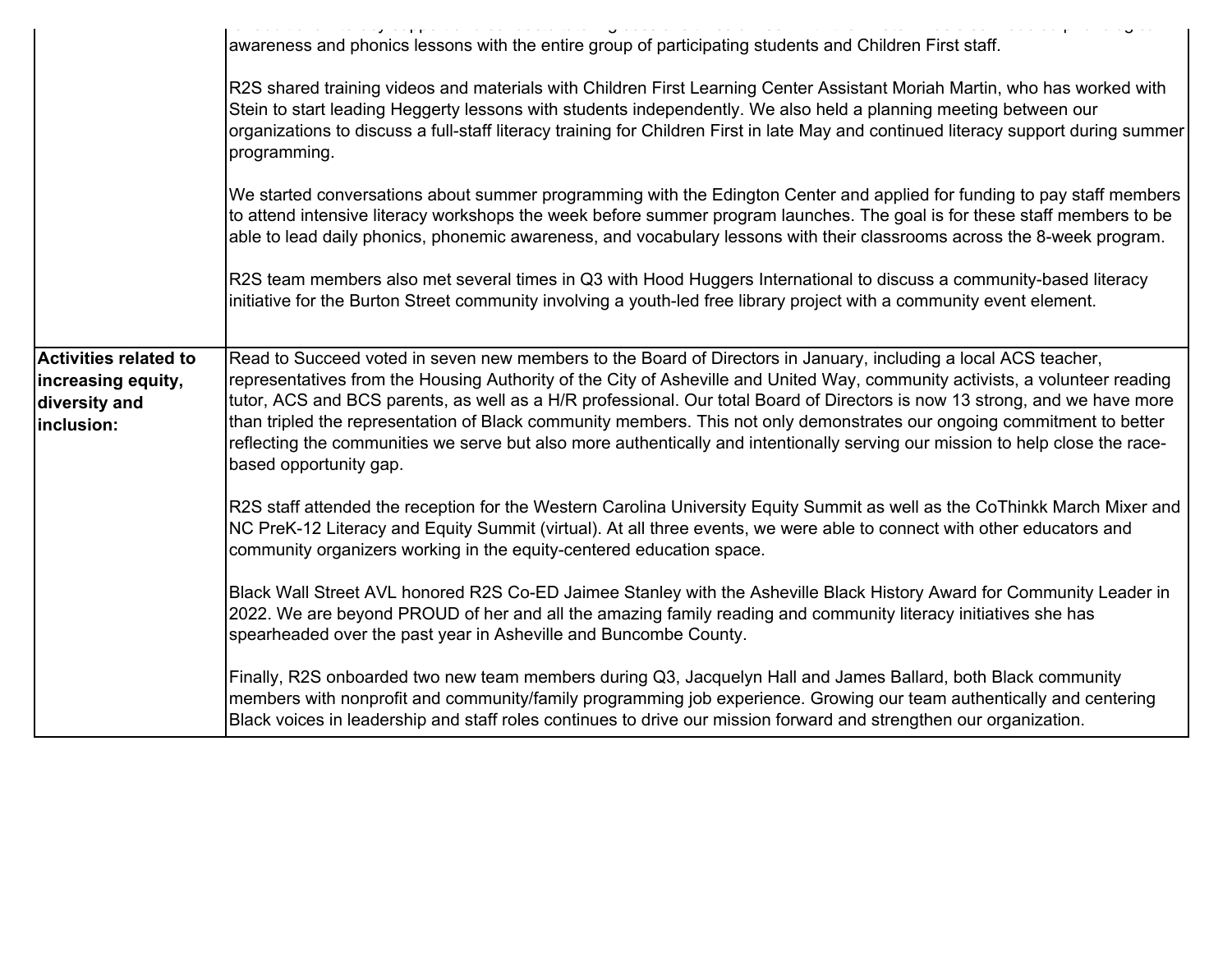| | |
|---|---|
| | awareness and phonics lessons with the entire group of participating students and Children First staff.<br><br>R2S shared training videos and materials with Children First Learning Center Assistant Moriah Martin, who has worked with Stein to start leading Heggerty lessons with students independently. We also held a planning meeting between our organizations to discuss a full-staff literacy training for Children First in late May and continued literacy support during summer programming.<br><br>We started conversations about summer programming with the Edington Center and applied for funding to pay staff members to attend intensive literacy workshops the week before summer program launches. The goal is for these staff members to be able to lead daily phonics, phonemic awareness, and vocabulary lessons with their classrooms across the 8-week program.<br><br>R2S team members also met several times in Q3 with Hood Huggers International to discuss a community-based literacy initiative for the Burton Street community involving a youth-led free library project with a community event element. |
| **Activities related to increasing equity, diversity and inclusion:** | Read to Succeed voted in seven new members to the Board of Directors in January, including a local ACS teacher, representatives from the Housing Authority of the City of Asheville and United Way, community activists, a volunteer reading tutor, ACS and BCS parents, as well as a H/R professional. Our total Board of Directors is now 13 strong, and we have more than tripled the representation of Black community members. This not only demonstrates our ongoing commitment to better reflecting the communities we serve but also more authentically and intentionally serving our mission to help close the race-based opportunity gap.<br><br>R2S staff attended the reception for the Western Carolina University Equity Summit as well as the CoThinkk March Mixer and NC PreK-12 Literacy and Equity Summit (virtual). At all three events, we were able to connect with other educators and community organizers working in the equity-centered education space.<br><br>Black Wall Street AVL honored R2S Co-ED Jaimee Stanley with the Asheville Black History Award for Community Leader in 2022. We are beyond PROUD of her and all the amazing family reading and community literacy initiatives she has spearheaded over the past year in Asheville and Buncombe County.<br><br>Finally, R2S onboarded two new team members during Q3, Jacquelyn Hall and James Ballard, both Black community members with nonprofit and community/family programming job experience. Growing our team authentically and centering Black voices in leadership and staff roles continues to drive our mission forward and strengthen our organization. |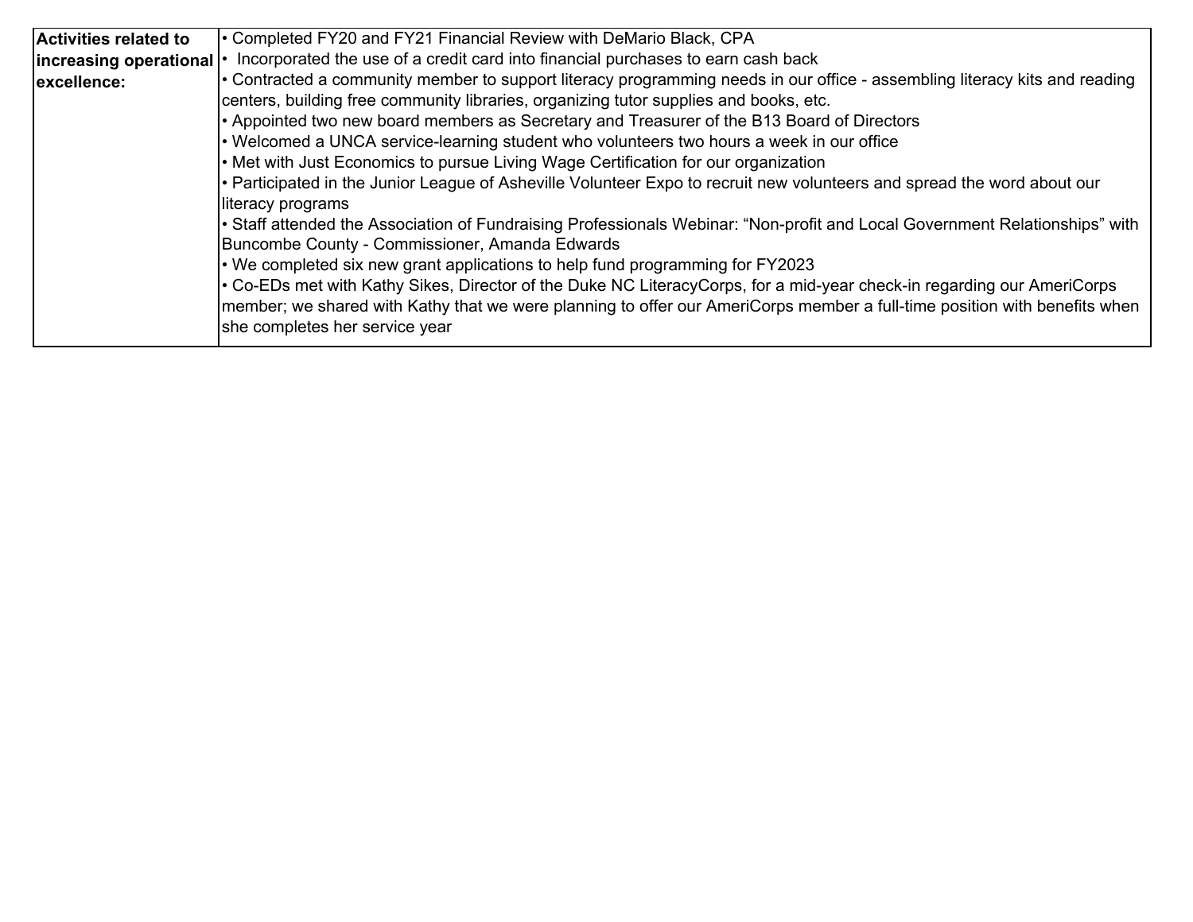| Activities related to increasing operational excellence: | • Completed FY20 and FY21 Financial Review with DeMario Black, CPA<br>• Incorporated the use of a credit card into financial purchases to earn cash back<br>• Contracted a community member to support literacy programming needs in our office - assembling literacy kits and reading centers, building free community libraries, organizing tutor supplies and books, etc.<br>• Appointed two new board members as Secretary and Treasurer of the B13 Board of Directors<br>• Welcomed a UNCA service-learning student who volunteers two hours a week in our office<br>• Met with Just Economics to pursue Living Wage Certification for our organization<br>• Participated in the Junior League of Asheville Volunteer Expo to recruit new volunteers and spread the word about our literacy programs<br>• Staff attended the Association of Fundraising Professionals Webinar: "Non-profit and Local Government Relationships" with Buncombe County - Commissioner, Amanda Edwards<br>• We completed six new grant applications to help fund programming for FY2023<br>• Co-EDs met with Kathy Sikes, Director of the Duke NC LiteracyCorps, for a mid-year check-in regarding our AmeriCorps member; we shared with Kathy that we were planning to offer our AmeriCorps member a full-time position with benefits when she completes her service year |
|---|---|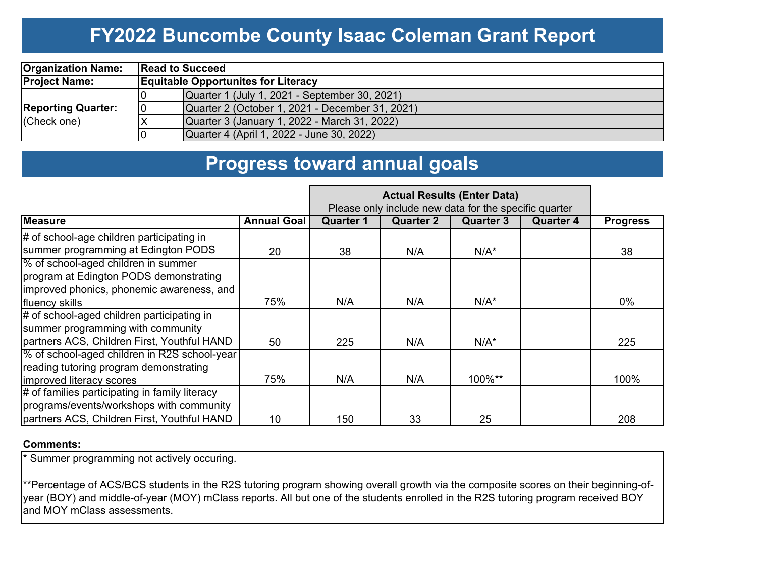# FY2022 Buncombe County Isaac Coleman Grant Report

| **Organization Name:** | **Read to Succeed** | |
|---|---|---|
| **Project Name:** | **Equitable Opportunites for Literacy** | |
| **Reporting Quarter:** (Check one) | 0 | Quarter 1 (July 1, 2021 - September 30, 2021) |
| | 0 | Quarter 2 (October 1, 2021 - December 31, 2021) |
| | X | Quarter 3 (January 1, 2022 - March 31, 2022) |
| | 0 | Quarter 4 (April 1, 2022 - June 30, 2022) |

## Progress toward annual goals

| | | **Actual Results (Enter Data)** Please only include new data for the specific quarter | | | | |
|---|---|---|---|---|---|---|
| **Measure** | **Annual Goal** | **Quarter 1** | **Quarter 2** | **Quarter 3** | **Quarter 4** | **Progress** |
| # of school-age children participating in summer programming at Edington PODS | 20 | 38 | N/A | N/A* | | 38 |
| % of school-aged children in summer program at Edington PODS demonstrating improved phonics, phonemic awareness, and fluency skills | 75% | N/A | N/A | N/A* | | 0% |
| # of school-aged children participating in summer programming with community partners ACS, Children First, Youthful HAND | 50 | 225 | N/A | N/A* | | 225 |
| % of school-aged children in R2S school-year reading tutoring program demonstrating improved literacy scores | 75% | N/A | N/A | 100%** | | 100% |
| # of families participating in family literacy programs/events/workshops with community partners ACS, Children First, Youthful HAND | 10 | 150 | 33 | 25 | | 208 |

**Comments:**

* Summer programming not actively occuring.

**Percentage of ACS/BCS students in the R2S tutoring program showing overall growth via the composite scores on their beginning-of-year (BOY) and middle-of-year (MOY) mClass reports. All but one of the students enrolled in the R2S tutoring program received BOY and MOY mClass assessments.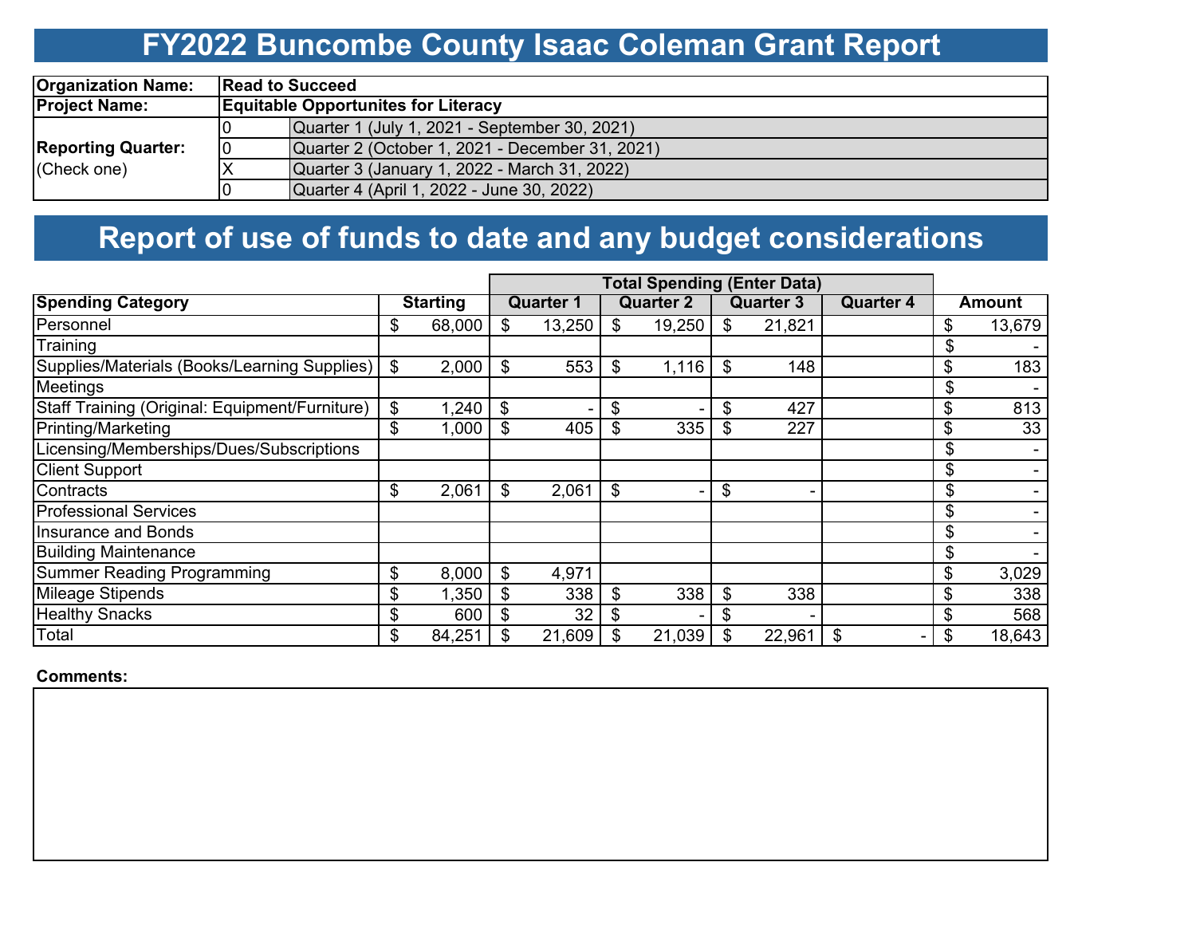# FY2022 Buncombe County Isaac Coleman Grant Report

| | | |
|---|---|---|
| **Organization Name:** | **Read to Succeed** | |
| **Project Name:** | **Equitable Opportunites for Literacy** | |
| **Reporting Quarter:** (Check one) | 0 | Quarter 1 (July 1, 2021 - September 30, 2021) |
| | 0 | Quarter 2 (October 1, 2021 - December 31, 2021) |
| | X | Quarter 3 (January 1, 2022 - March 31, 2022) |
| | 0 | Quarter 4 (April 1, 2022 - June 30, 2022) |

# Report of use of funds to date and any budget considerations

| | | Total Spending (Enter Data) | | | | |
|---|---|---|---|---|---|---|
| **Spending Category** | **Starting** | **Quarter 1** | **Quarter 2** | **Quarter 3** | **Quarter 4** | **Amount** |
| Personnel | $ 68,000 | $ 13,250 | $ 19,250 | $ 21,821 | | $ 13,679 |
| Training | | | | | | $ - |
| Supplies/Materials (Books/Learning Supplies) | $ 2,000 | $ 553 | $ 1,116 | $ 148 | | $ 183 |
| Meetings | | | | | | $ - |
| Staff Training (Original: Equipment/Furniture) | $ 1,240 | $ - | $ - | $ 427 | | $ 813 |
| Printing/Marketing | $ 1,000 | $ 405 | $ 335 | $ 227 | | $ 33 |
| Licensing/Memberships/Dues/Subscriptions | | | | | | $ - |
| Client Support | | | | | | $ - |
| Contracts | $ 2,061 | $ 2,061 | $ - | $ - | | $ - |
| Professional Services | | | | | | $ - |
| Insurance and Bonds | | | | | | $ - |
| Building Maintenance | | | | | | $ - |
| Summer Reading Programming | $ 8,000 | $ 4,971 | | | | $ 3,029 |
| Mileage Stipends | $ 1,350 | $ 338 | $ 338 | $ 338 | | $ 338 |
| Healthy Snacks | $ 600 | $ 32 | $ - | $ - | | $ 568 |
| Total | $ 84,251 | $ 21,609 | $ 21,039 | $ 22,961 | $ - | $ 18,643 |

**Comments:**